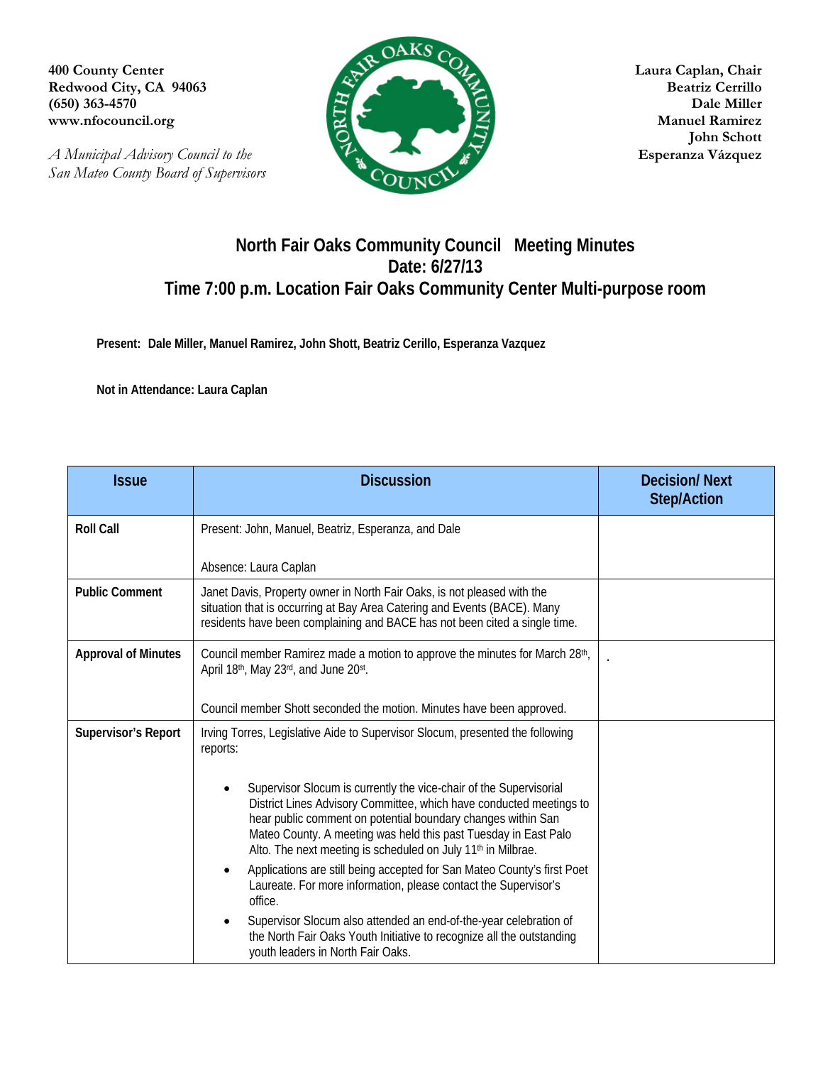**400 County Center**
**Redwood City, CA 94063**
**(650) 363-4570**
**www.nfocouncil.org**

*A Municipal Advisory Council to the San Mateo County Board of Supervisors*

**Laura Caplan, Chair**
**Beatriz Cerrillo**
**Dale Miller**
**Manuel Ramirez**
**John Schott**
**Esperanza Vázquez**

# North Fair Oaks Community Council Meeting Minutes

## Date: 6/27/13

## Time 7:00 p.m. Location Fair Oaks Community Center Multi-purpose room

**Present: Dale Miller, Manuel Ramirez, John Shott, Beatriz Cerillo, Esperanza Vazquez**

**Not in Attendance: Laura Caplan**

| Issue | Discussion | Decision/ Next Step/Action |
|---|---|---|
| **Roll Call** | Present: John, Manuel, Beatriz, Esperanza, and Dale<br><br>Absence: Laura Caplan | |
| **Public Comment** | Janet Davis, Property owner in North Fair Oaks, is not pleased with the situation that is occurring at Bay Area Catering and Events (BACE). Many residents have been complaining and BACE has not been cited a single time. | |
| **Approval of Minutes** | Council member Ramirez made a motion to approve the minutes for March 28th, April 18th, May 23rd, and June 20st.<br><br>Council member Shott seconded the motion. Minutes have been approved. | . |
| **Supervisor's Report** | Irving Torres, Legislative Aide to Supervisor Slocum, presented the following reports:<br><br>• Supervisor Slocum is currently the vice-chair of the Supervisorial District Lines Advisory Committee, which have conducted meetings to hear public comment on potential boundary changes within San Mateo County. A meeting was held this past Tuesday in East Palo Alto. The next meeting is scheduled on July 11th in Milbrae.<br>• Applications are still being accepted for San Mateo County's first Poet Laureate. For more information, please contact the Supervisor's office.<br>• Supervisor Slocum also attended an end-of-the-year celebration of the North Fair Oaks Youth Initiative to recognize all the outstanding youth leaders in North Fair Oaks. | |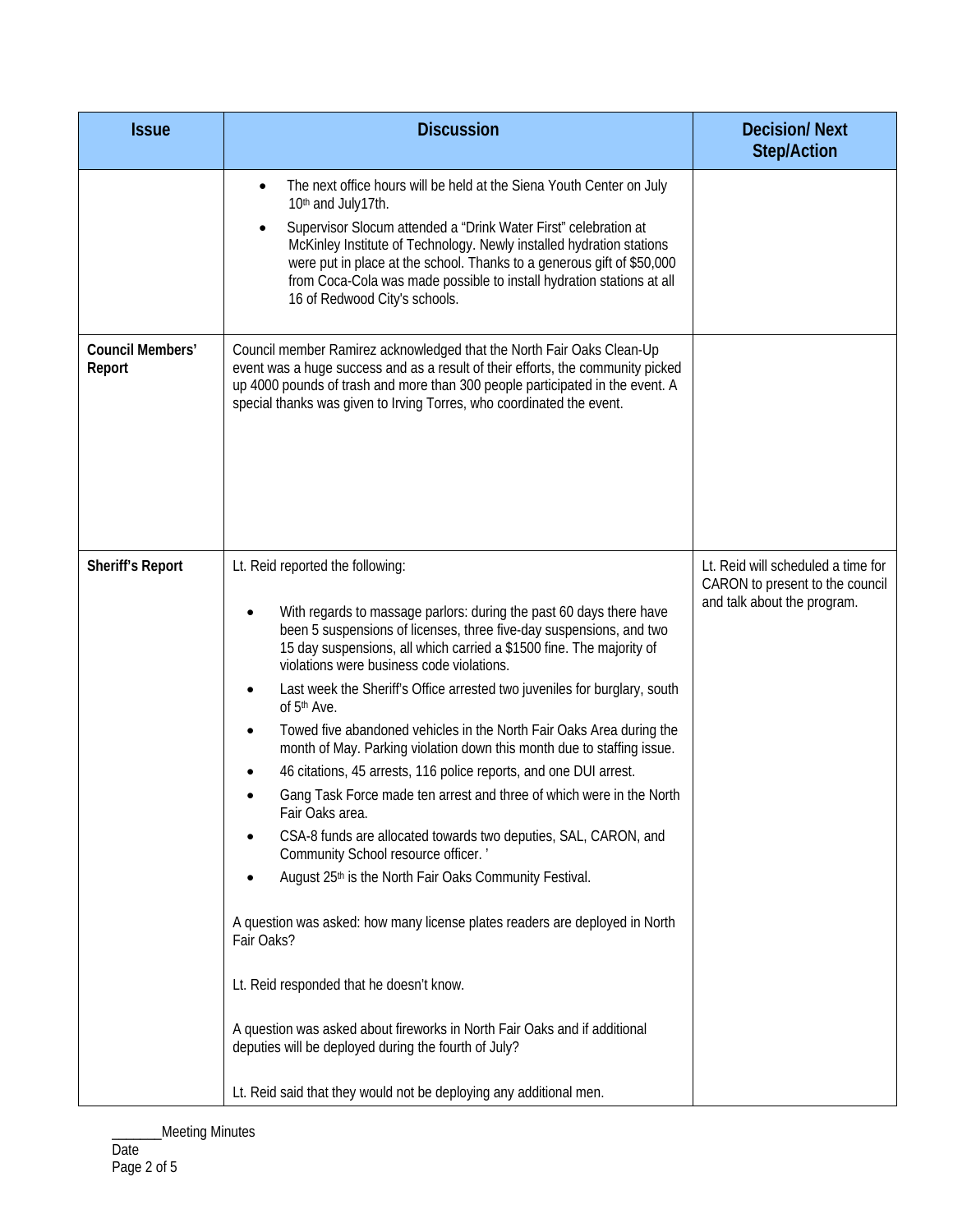| Issue | Discussion | Decision/ Next Step/Action |
|---|---|---|
| | • The next office hours will be held at the Siena Youth Center on July 10th and July17th.<br>• Supervisor Slocum attended a "Drink Water First" celebration at McKinley Institute of Technology. Newly installed hydration stations were put in place at the school. Thanks to a generous gift of $50,000 from Coca-Cola was made possible to install hydration stations at all 16 of Redwood City's schools. | |
| **Council Members' Report** | Council member Ramirez acknowledged that the North Fair Oaks Clean-Up event was a huge success and as a result of their efforts, the community picked up 4000 pounds of trash and more than 300 people participated in the event. A special thanks was given to Irving Torres, who coordinated the event. | |
| **Sheriff's Report** | Lt. Reid reported the following:<br>• With regards to massage parlors: during the past 60 days there have been 5 suspensions of licenses, three five-day suspensions, and two 15 day suspensions, all which carried a $1500 fine. The majority of violations were business code violations.<br>• Last week the Sheriff's Office arrested two juveniles for burglary, south of 5th Ave.<br>• Towed five abandoned vehicles in the North Fair Oaks Area during the month of May. Parking violation down this month due to staffing issue.<br>• 46 citations, 45 arrests, 116 police reports, and one DUI arrest.<br>• Gang Task Force made ten arrest and three of which were in the North Fair Oaks area.<br>• CSA-8 funds are allocated towards two deputies, SAL, CARON, and Community School resource officer. '<br>• August 25th is the North Fair Oaks Community Festival.<br><br>A question was asked: how many license plates readers are deployed in North Fair Oaks?<br><br>Lt. Reid responded that he doesn't know.<br><br>A question was asked about fireworks in North Fair Oaks and if additional deputies will be deployed during the fourth of July?<br><br>Lt. Reid said that they would not be deploying any additional men. | Lt. Reid will scheduled a time for CARON to present to the council and talk about the program. |

_______Meeting Minutes
Date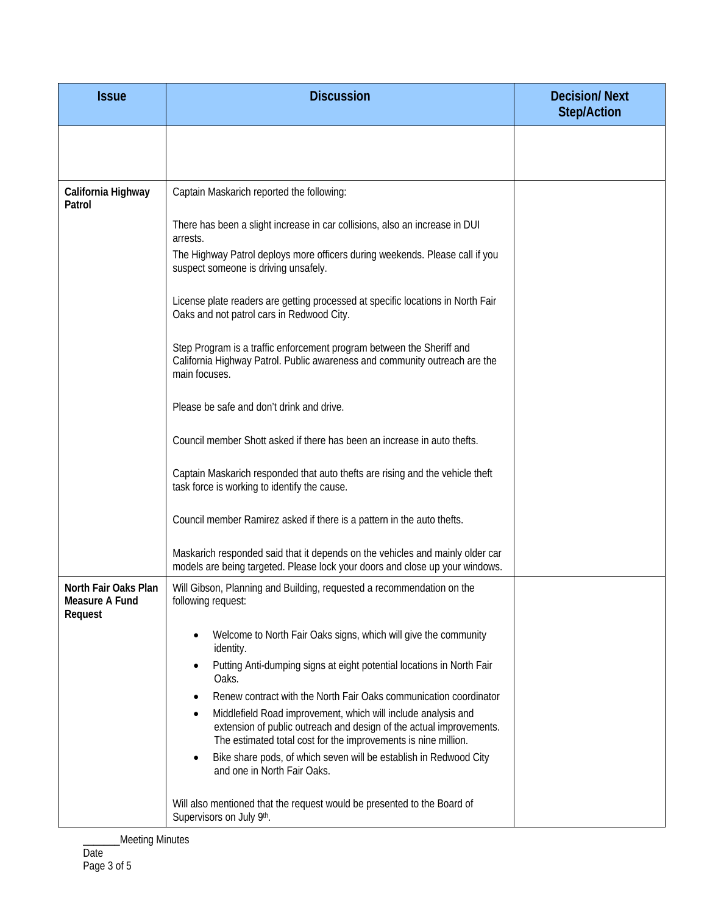| Issue | Discussion | Decision/ Next Step/Action |
|---|---|---|
| | | |
| **California Highway Patrol** | Captain Maskarich reported the following:<br><br>There has been a slight increase in car collisions, also an increase in DUI arrests.<br>The Highway Patrol deploys more officers during weekends. Please call if you suspect someone is driving unsafely.<br><br>License plate readers are getting processed at specific locations in North Fair Oaks and not patrol cars in Redwood City.<br><br>Step Program is a traffic enforcement program between the Sheriff and California Highway Patrol. Public awareness and community outreach are the main focuses.<br><br>Please be safe and don't drink and drive.<br><br>Council member Shott asked if there has been an increase in auto thefts.<br><br>Captain Maskarich responded that auto thefts are rising and the vehicle theft task force is working to identify the cause.<br><br>Council member Ramirez asked if there is a pattern in the auto thefts.<br><br>Maskarich responded said that it depends on the vehicles and mainly older car models are being targeted. Please lock your doors and close up your windows. | |
| **North Fair Oaks Plan Measure A Fund Request** | Will Gibson, Planning and Building, requested a recommendation on the following request:<br><br>• Welcome to North Fair Oaks signs, which will give the community identity.<br>• Putting Anti-dumping signs at eight potential locations in North Fair Oaks.<br>• Renew contract with the North Fair Oaks communication coordinator<br>• Middlefield Road improvement, which will include analysis and extension of public outreach and design of the actual improvements. The estimated total cost for the improvements is nine million.<br>• Bike share pods, of which seven will be establish in Redwood City and one in North Fair Oaks.<br><br>Will also mentioned that the request would be presented to the Board of Supervisors on July 9th. | |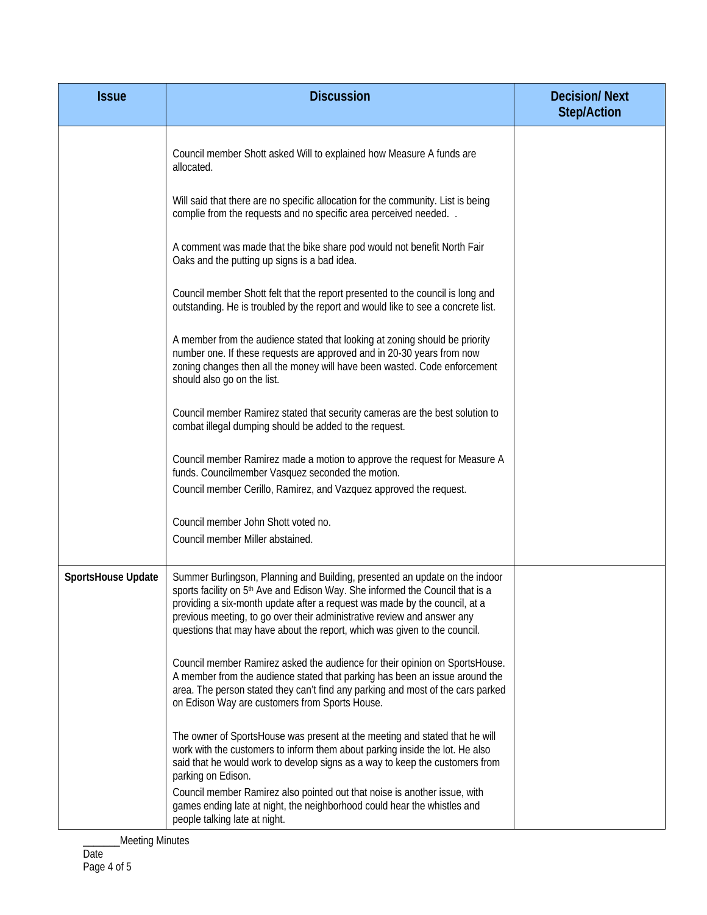| Issue | Discussion | Decision/ Next Step/Action |
|---|---|---|
| | Council member Shott asked Will to explained how Measure A funds are allocated.<br><br>Will said that there are no specific allocation for the community. List is being complie from the requests and no specific area perceived needed. .<br><br>A comment was made that the bike share pod would not benefit North Fair Oaks and the putting up signs is a bad idea.<br><br>Council member Shott felt that the report presented to the council is long and outstanding. He is troubled by the report and would like to see a concrete list.<br><br>A member from the audience stated that looking at zoning should be priority number one. If these requests are approved and in 20-30 years from now zoning changes then all the money will have been wasted. Code enforcement should also go on the list.<br><br>Council member Ramirez stated that security cameras are the best solution to combat illegal dumping should be added to the request.<br><br>Council member Ramirez made a motion to approve the request for Measure A funds. Councilmember Vasquez seconded the motion.<br>Council member Cerillo, Ramirez, and Vazquez approved the request.<br><br>Council member John Shott voted no.<br>Council member Miller abstained. | |
| **SportsHouse Update** | Summer Burlingson, Planning and Building, presented an update on the indoor sports facility on 5th Ave and Edison Way. She informed the Council that is a providing a six-month update after a request was made by the council, at a previous meeting, to go over their administrative review and answer any questions that may have about the report, which was given to the council.<br><br>Council member Ramirez asked the audience for their opinion on SportsHouse. A member from the audience stated that parking has been an issue around the area. The person stated they can't find any parking and most of the cars parked on Edison Way are customers from Sports House.<br><br>The owner of SportsHouse was present at the meeting and stated that he will work with the customers to inform them about parking inside the lot. He also said that he would work to develop signs as a way to keep the customers from parking on Edison.<br>Council member Ramirez also pointed out that noise is another issue, with games ending late at night, the neighborhood could hear the whistles and people talking late at night. | |

_______Meeting Minutes
Date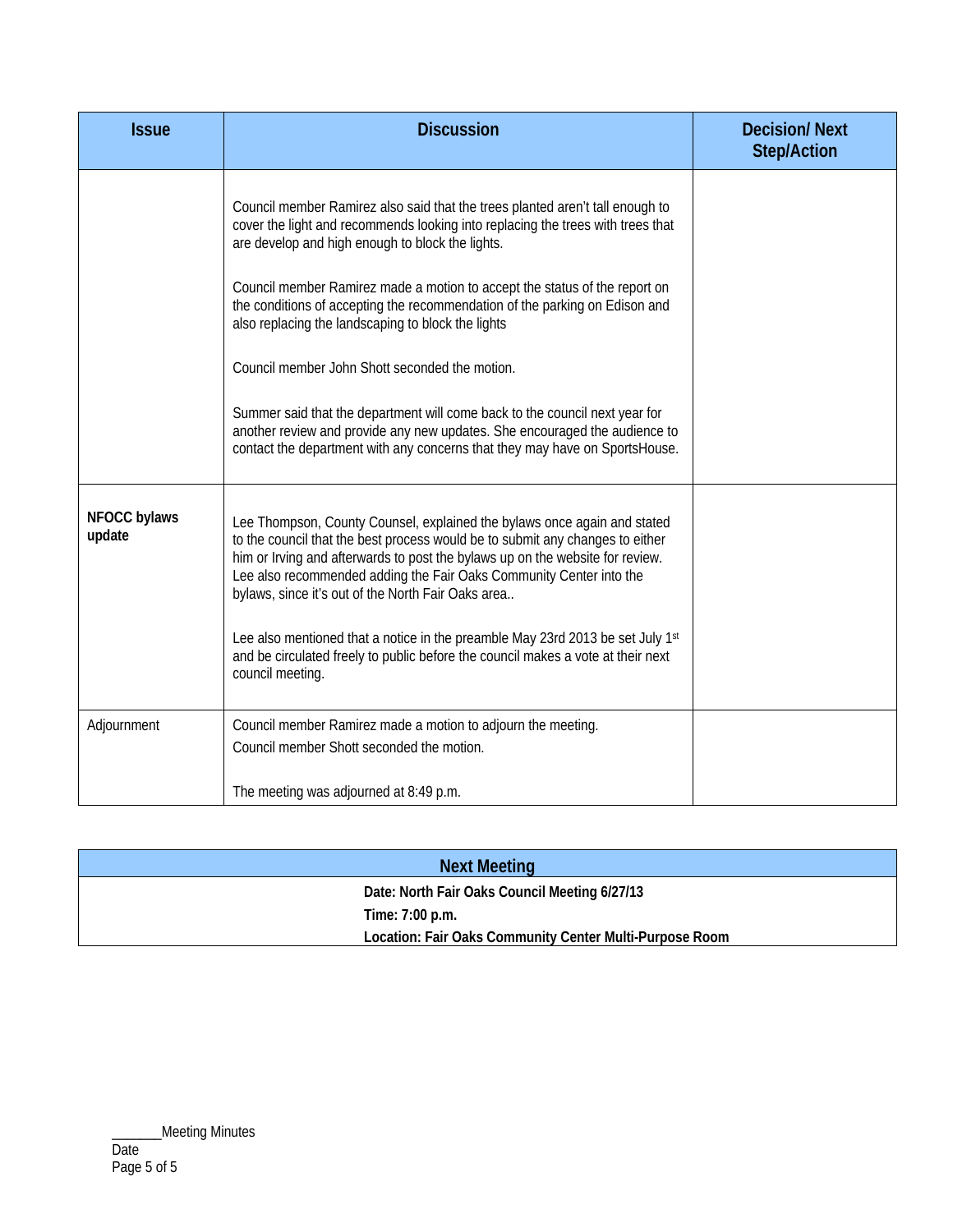| Issue | Discussion | Decision/ Next Step/Action |
|---|---|---|
| | Council member Ramirez also said that the trees planted aren't tall enough to cover the light and recommends looking into replacing the trees with trees that are develop and high enough to block the lights.<br><br>Council member Ramirez made a motion to accept the status of the report on the conditions of accepting the recommendation of the parking on Edison and also replacing the landscaping to block the lights<br><br>Council member John Shott seconded the motion.<br><br>Summer said that the department will come back to the council next year for another review and provide any new updates. She encouraged the audience to contact the department with any concerns that they may have on SportsHouse. | |
| **NFOCC bylaws update** | Lee Thompson, County Counsel, explained the bylaws once again and stated to the council that the best process would be to submit any changes to either him or Irving and afterwards to post the bylaws up on the website for review. Lee also recommended adding the Fair Oaks Community Center into the bylaws, since it's out of the North Fair Oaks area..<br><br>Lee also mentioned that a notice in the preamble May 23rd 2013 be set July 1st and be circulated freely to public before the council makes a vote at their next council meeting. | |
| Adjournment | Council member Ramirez made a motion to adjourn the meeting.<br>Council member Shott seconded the motion.<br><br>The meeting was adjourned at 8:49 p.m. | |

| Next Meeting |
|---|
| **Date: North Fair Oaks Council Meeting 6/27/13**<br>**Time: 7:00 p.m.**<br>**Location: Fair Oaks Community Center Multi-Purpose Room** |

_______Meeting Minutes
Date